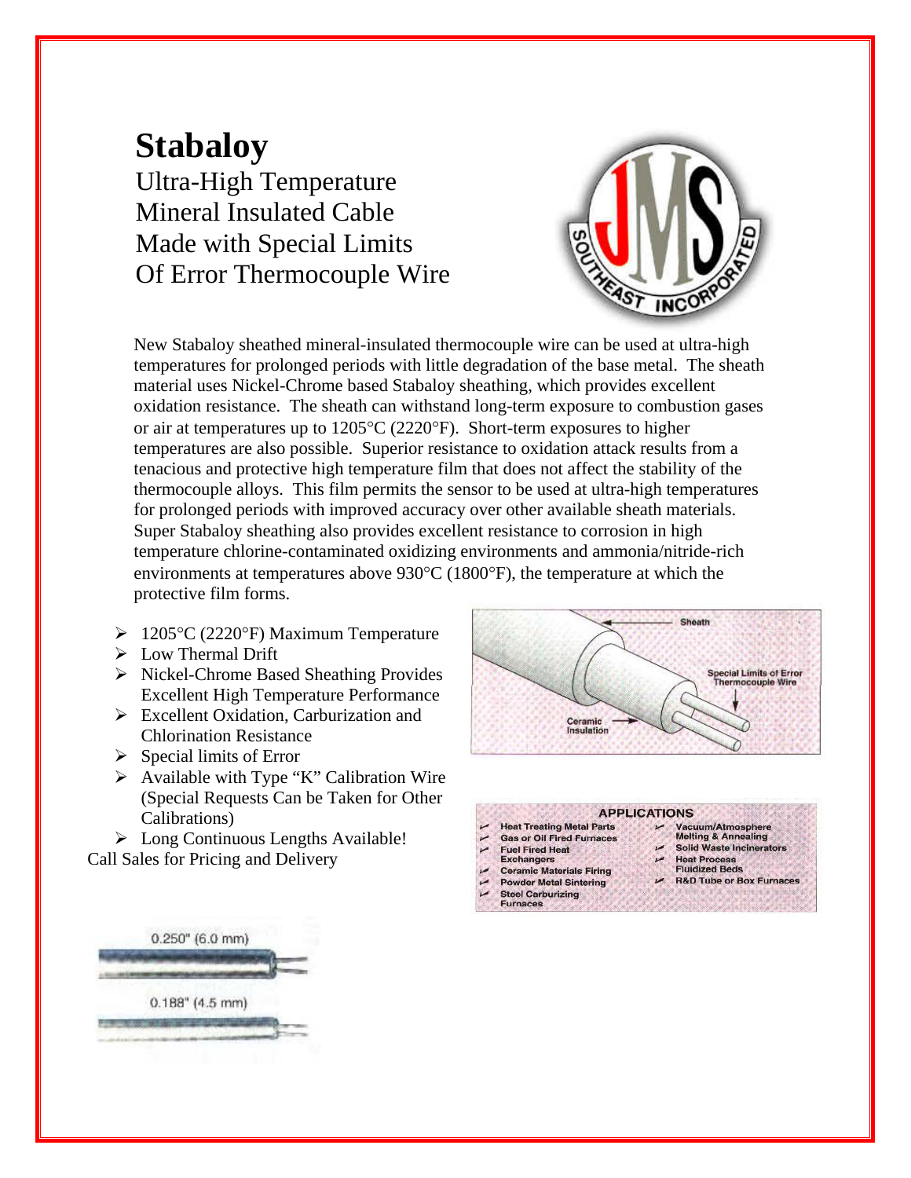# Stabaloy

## Ultra-High Temperature Mineral Insulated Cable Made with Special Limits Of Error Thermocouple Wire

New Stabaloy sheathed mineral-insulated thermocouple wire can be used at ultra-high temperatures for prolonged periods with little degradation of the base metal. The sheath material uses Nickel-Chrome based Stabaloy sheathing, which provides excellent oxidation resistance. The sheath can withstand long-term exposure to combustion gases or air at temperatures up to 1205°C (2220°F). Short-term exposures to higher temperatures are also possible. Superior resistance to oxidation attack results from a tenacious and protective high temperature film that does not affect the stability of the thermocouple alloys. This film permits the sensor to be used at ultra-high temperatures for prolonged periods with improved accuracy over other available sheath materials. Super Stabaloy sheathing also provides excellent resistance to corrosion in high temperature chlorine-contaminated oxidizing environments and ammonia/nitride-rich environments at temperatures above 930°C (1800°F), the temperature at which the protective film forms.

- 1205°C (2220°F) Maximum Temperature
- Low Thermal Drift
- Nickel-Chrome Based Sheathing Provides Excellent High Temperature Performance
- Excellent Oxidation, Carburization and Chlorination Resistance
- Special limits of Error
- Available with Type "K" Calibration Wire (Special Requests Can be Taken for Other Calibrations)
- Long Continuous Lengths Available!

Call Sales for Pricing and Delivery

Sheath

Special Limits of Error Thermocouple Wire

Ceramic Insulation

**APPLICATIONS**

- Heat Treating Metal Parts
- Gas or Oil Fired Furnaces
- Fuel Fired Heat Exchangers
- Ceramic Materials Firing
- Powder Metal Sintering
- Steel Carburizing Furnaces
- Vacuum/Atmosphere Melting & Annealing
- Solid Waste Incinerators
- Heat Process Fluidized Beds
- R&D Tube or Box Furnaces

0.250" (6.0 mm)

0.188" (4.5 mm)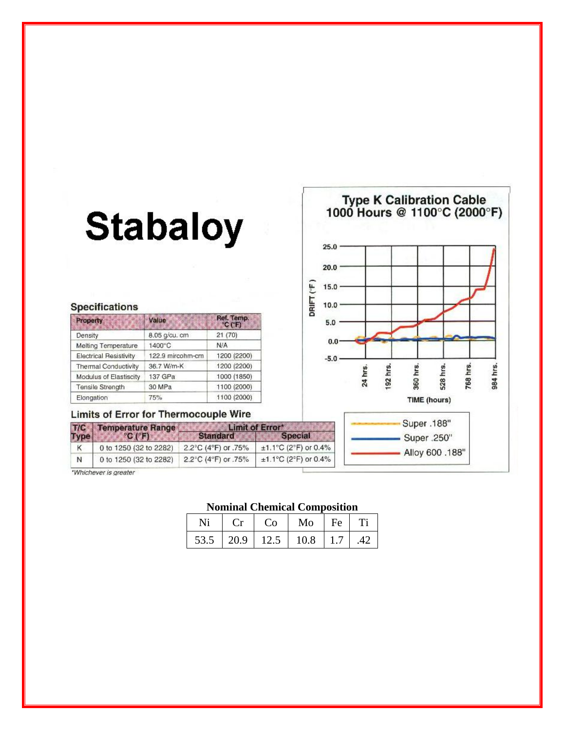# Stabaloy

## Specifications

| Property | Value | Ref. Temp. °C (°F) |
|---|---|---|
| Density | 8.05 g/cu. cm | 21 (70) |
| Melting Temperature | 1400°C | N/A |
| Electrical Resistivity | 122.9 mircohm-cm | 1200 (2200) |
| Thermal Conductivity | 36.7 W/m-K | 1200 (2200) |
| Modulus of Elasticity | 137 GPa | 1000 (1850) |
| Tensile Strength | 30 MPa | 1100 (2000) |
| Elongation | 75% | 1100 (2000) |

## Limits of Error for Thermocouple Wire

| T/C Type | Temperature Range °C (°F) | Limit of Error* | |
|---|---|---|---|
| | | Standard | Special |
| K | 0 to 1250 (32 to 2282) | 2.2°C (4°F) or .75% | ±1.1°C (2°F) or 0.4% |
| N | 0 to 1250 (32 to 2282) | 2.2°C (4°F) or .75% | ±1.1°C (2°F) or 0.4% |

*Whichever is greater

Type K Calibration Cable
1000 Hours @ 1100°C (2000°F)

DRIFT (°F)
25.0
20.0
15.0
10.0
5.0
0.0
-5.0

24 hrs.
192 hrs.
360 hrs.
528 hrs.
768 hrs.
984 hrs.

TIME (hours)

Super .188"
Super .250"
Alloy 600 .188"

**Nominal Chemical Composition**

| Ni | Cr | Co | Mo | Fe | Ti |
|---|---|---|---|---|---|
| 53.5 | 20.9 | 12.5 | 10.8 | 1.7 | .42 |